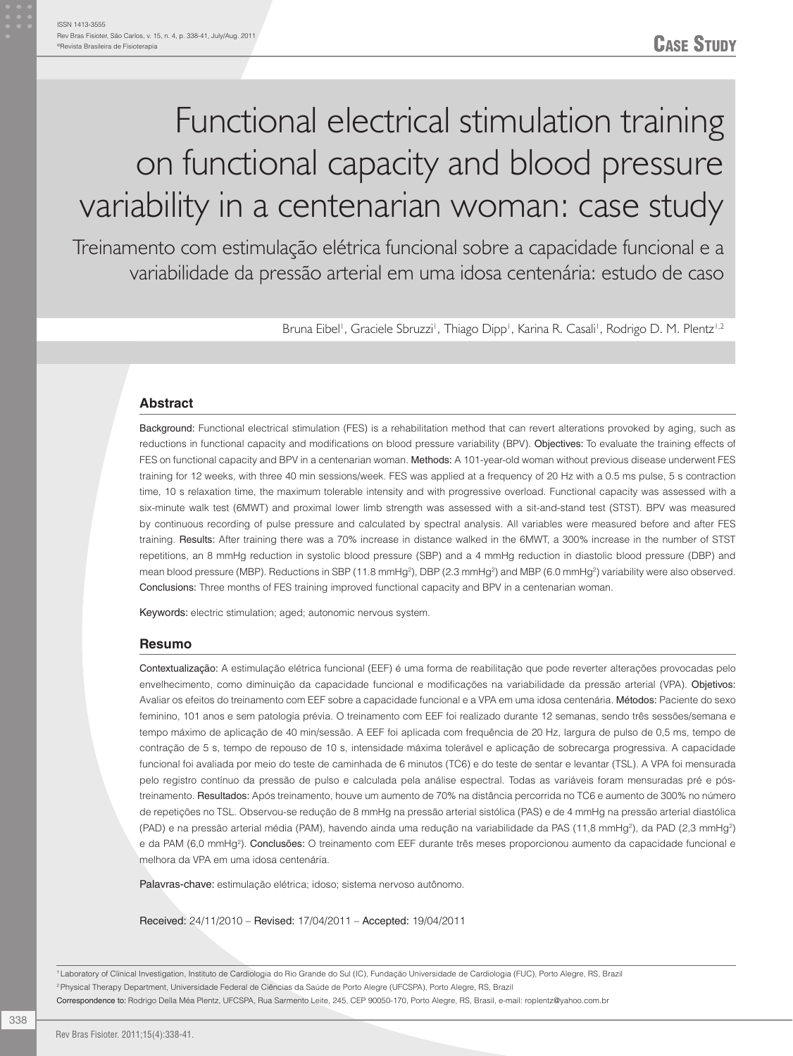CASE STUDY

# Functional electrical stimulation training on functional capacity and blood pressure variability in a centenarian woman: case study

## Treinamento com estimulação elétrica funcional sobre a capacidade funcional e a variabilidade da pressão arterial em uma idosa centenária: estudo de caso

Bruna Eibel[1], Graciele Sbruzzi[1], Thiago Dipp[1], Karina R. Casali[1], Rodrigo D. M. Plentz[1,2]

### Abstract

**Background:** Functional electrical stimulation (FES) is a rehabilitation method that can revert alterations provoked by aging, such as reductions in functional capacity and modifications on blood pressure variability (BPV). **Objectives:** To evaluate the training effects of FES on functional capacity and BPV in a centenarian woman. **Methods:** A 101-year-old woman without previous disease underwent FES training for 12 weeks, with three 40 min sessions/week. FES was applied at a frequency of 20 Hz with a 0.5 ms pulse, 5 s contraction time, 10 s relaxation time, the maximum tolerable intensity and with progressive overload. Functional capacity was assessed with a six-minute walk test (6MWT) and proximal lower limb strength was assessed with a sit-and-stand test (STST). BPV was measured by continuous recording of pulse pressure and calculated by spectral analysis. All variables were measured before and after FES training. **Results:** After training there was a 70% increase in distance walked in the 6MWT, a 300% increase in the number of STST repetitions, an 8 mmHg reduction in systolic blood pressure (SBP) and a 4 mmHg reduction in diastolic blood pressure (DBP) and mean blood pressure (MBP). Reductions in SBP (11.8 $mmHg^2$), DBP (2.3 $mmHg^2$) and MBP (6.0 $mmHg^2$) variability were also observed. **Conclusions:** Three months of FES training improved functional capacity and BPV in a centenarian woman.

**Keywords:** electric stimulation; aged; autonomic nervous system.

### Resumo

**Contextualização:** A estimulação elétrica funcional (EEF) é uma forma de reabilitação que pode reverter alterações provocadas pelo envelhecimento, como diminuição da capacidade funcional e modificações na variabilidade da pressão arterial (VPA). **Objetivos:** Avaliar os efeitos do treinamento com EEF sobre a capacidade funcional e a VPA em uma idosa centenária. **Métodos:** Paciente do sexo feminino, 101 anos e sem patologia prévia. O treinamento com EEF foi realizado durante 12 semanas, sendo três sessões/semana e tempo máximo de aplicação de 40 min/sessão. A EEF foi aplicada com frequência de 20 Hz, largura de pulso de 0,5 ms, tempo de contração de 5 s, tempo de repouso de 10 s, intensidade máxima tolerável e aplicação de sobrecarga progressiva. A capacidade funcional foi avaliada por meio do teste de caminhada de 6 minutos (TC6) e do teste de sentar e levantar (TSL). A VPA foi mensurada pelo registro contínuo da pressão de pulso e calculada pela análise espectral. Todas as variáveis foram mensuradas pré e pós-treinamento. **Resultados:** Após treinamento, houve um aumento de 70% na distância percorrida no TC6 e aumento de 300% no número de repetições no TSL. Observou-se redução de 8 mmHg na pressão arterial sistólica (PAS) e de 4 mmHg na pressão arterial diastólica (PAD) e na pressão arterial média (PAM), havendo ainda uma redução na variabilidade da PAS (11,8 $mmHg^2$), da PAD (2,3 $mmHg^2$) e da PAM (6,0 $mmHg^2$). **Conclusões:** O treinamento com EEF durante três meses proporcionou aumento da capacidade funcional e melhora da VPA em uma idosa centenária.

**Palavras-chave:** estimulação elétrica; idoso; sistema nervoso autônomo.

**Received:** 24/11/2010 – **Revised:** 17/04/2011 – **Accepted:** 19/04/2011

[1] Laboratory of Clinical Investigation, Instituto de Cardiologia do Rio Grande do Sul (IC), Fundação Universidade de Cardiologia (FUC), Porto Alegre, RS, Brazil

[2] Physical Therapy Department, Universidade Federal de Ciências da Saúde de Porto Alegre (UFCSPA), Porto Alegre, RS, Brazil

Correspondence to: Rodrigo Della Méa Plentz, UFCSPA, Rua Sarmento Leite, 245, CEP 90050-170, Porto Alegre, RS, Brasil, e-mail: roplentz@yahoo.com.br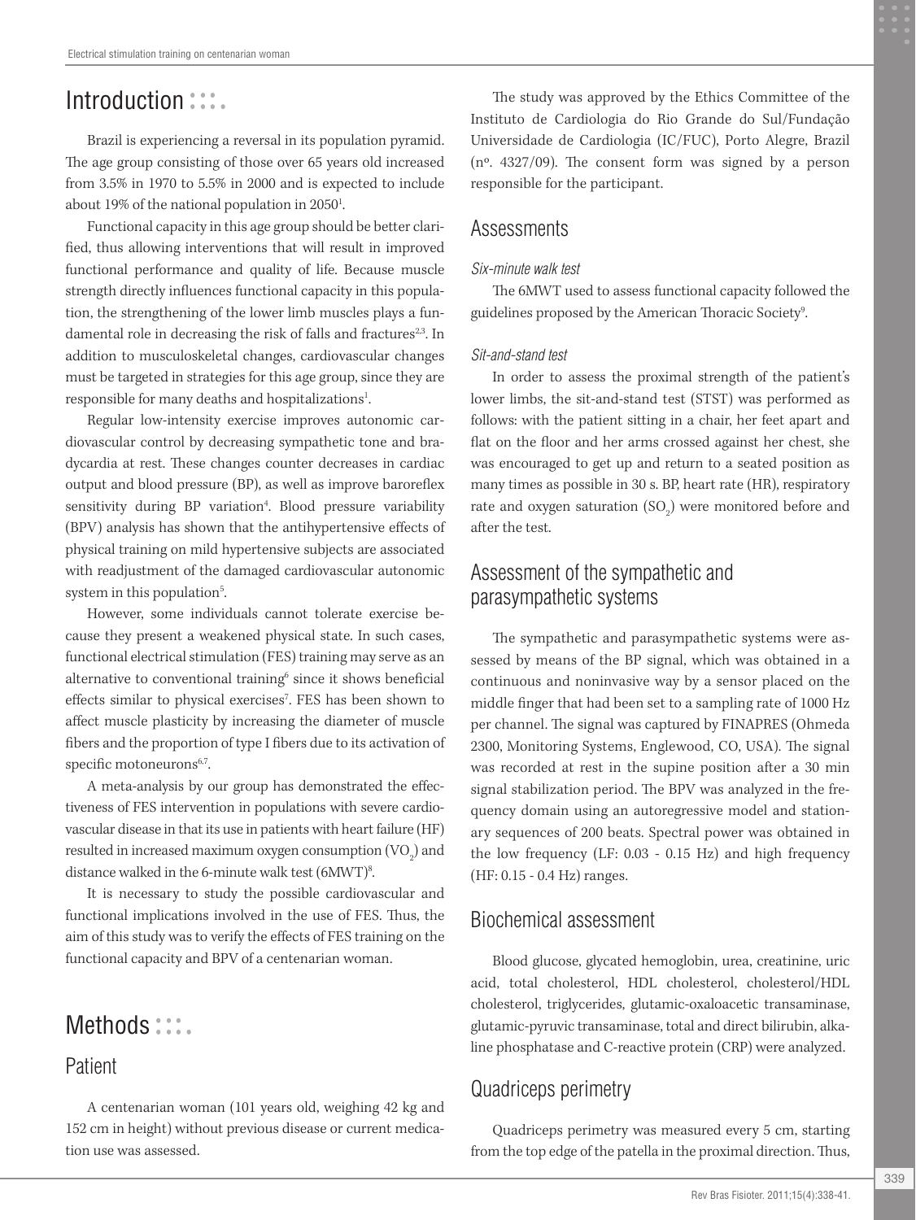# Introduction

Brazil is experiencing a reversal in its population pyramid. The age group consisting of those over 65 years old increased from 3.5% in 1970 to 5.5% in 2000 and is expected to include about 19% of the national population in 2050[1].

Functional capacity in this age group should be better clarified, thus allowing interventions that will result in improved functional performance and quality of life. Because muscle strength directly influences functional capacity in this population, the strengthening of the lower limb muscles plays a fundamental role in decreasing the risk of falls and fractures[2,3]. In addition to musculoskeletal changes, cardiovascular changes must be targeted in strategies for this age group, since they are responsible for many deaths and hospitalizations[1].

Regular low-intensity exercise improves autonomic cardiovascular control by decreasing sympathetic tone and bradycardia at rest. These changes counter decreases in cardiac output and blood pressure (BP), as well as improve baroreflex sensitivity during BP variation[4]. Blood pressure variability (BPV) analysis has shown that the antihypertensive effects of physical training on mild hypertensive subjects are associated with readjustment of the damaged cardiovascular autonomic system in this population[5].

However, some individuals cannot tolerate exercise because they present a weakened physical state. In such cases, functional electrical stimulation (FES) training may serve as an alternative to conventional training[6] since it shows beneficial effects similar to physical exercises[7]. FES has been shown to affect muscle plasticity by increasing the diameter of muscle fibers and the proportion of type I fibers due to its activation of specific motoneurons[6,7].

A meta-analysis by our group has demonstrated the effectiveness of FES intervention in populations with severe cardiovascular disease in that its use in patients with heart failure (HF) resulted in increased maximum oxygen consumption ($VO_2$) and distance walked in the 6-minute walk test (6MWT)[8].

It is necessary to study the possible cardiovascular and functional implications involved in the use of FES. Thus, the aim of this study was to verify the effects of FES training on the functional capacity and BPV of a centenarian woman.

# Methods

## Patient

A centenarian woman (101 years old, weighing 42 kg and 152 cm in height) without previous disease or current medication use was assessed.

The study was approved by the Ethics Committee of the Instituto de Cardiologia do Rio Grande do Sul/Fundação Universidade de Cardiologia (IC/FUC), Porto Alegre, Brazil (nº. 4327/09). The consent form was signed by a person responsible for the participant.

## Assessments

### *Six-minute walk test*

The 6MWT used to assess functional capacity followed the guidelines proposed by the American Thoracic Society[9].

### *Sit-and-stand test*

In order to assess the proximal strength of the patient's lower limbs, the sit-and-stand test (STST) was performed as follows: with the patient sitting in a chair, her feet apart and flat on the floor and her arms crossed against her chest, she was encouraged to get up and return to a seated position as many times as possible in 30 s. BP, heart rate (HR), respiratory rate and oxygen saturation ($SO_2$) were monitored before and after the test.

## Assessment of the sympathetic and parasympathetic systems

The sympathetic and parasympathetic systems were assessed by means of the BP signal, which was obtained in a continuous and noninvasive way by a sensor placed on the middle finger that had been set to a sampling rate of 1000 Hz per channel. The signal was captured by FINAPRES (Ohmeda 2300, Monitoring Systems, Englewood, CO, USA). The signal was recorded at rest in the supine position after a 30 min signal stabilization period. The BPV was analyzed in the frequency domain using an autoregressive model and stationary sequences of 200 beats. Spectral power was obtained in the low frequency (LF: 0.03 - 0.15 Hz) and high frequency (HF: 0.15 - 0.4 Hz) ranges.

## Biochemical assessment

Blood glucose, glycated hemoglobin, urea, creatinine, uric acid, total cholesterol, HDL cholesterol, cholesterol/HDL cholesterol, triglycerides, glutamic-oxaloacetic transaminase, glutamic-pyruvic transaminase, total and direct bilirubin, alkaline phosphatase and C-reactive protein (CRP) were analyzed.

## Quadriceps perimetry

Quadriceps perimetry was measured every 5 cm, starting from the top edge of the patella in the proximal direction. Thus,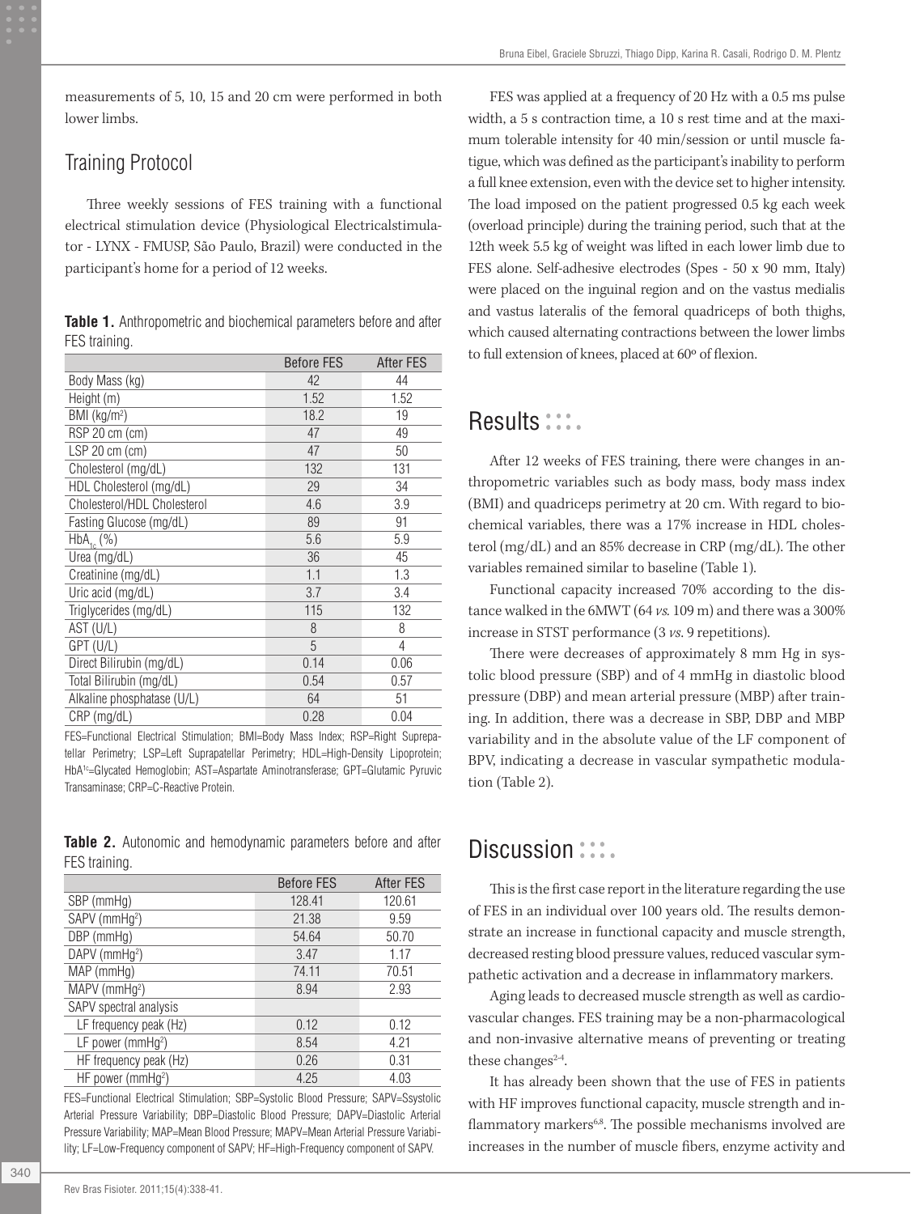measurements of 5, 10, 15 and 20 cm were performed in both lower limbs.

## Training Protocol

Three weekly sessions of FES training with a functional electrical stimulation device (Physiological Electricalstimulator - LYNX - FMUSP, São Paulo, Brazil) were conducted in the participant's home for a period of 12 weeks.

**Table 1.** Anthropometric and biochemical parameters before and after FES training.

| | Before FES | After FES |
|---|---|---|
| Body Mass (kg) | 42 | 44 |
| Height (m) | 1.52 | 1.52 |
| BMI (kg/m$^2$) | 18.2 | 19 |
| RSP 20 cm (cm) | 47 | 49 |
| LSP 20 cm (cm) | 47 | 50 |
| Cholesterol (mg/dL) | 132 | 131 |
| HDL Cholesterol (mg/dL) | 29 | 34 |
| Cholesterol/HDL Cholesterol | 4.6 | 3.9 |
| Fasting Glucose (mg/dL) | 89 | 91 |
| $HbA_{1c}$ (%) | 5.6 | 5.9 |
| Urea (mg/dL) | 36 | 45 |
| Creatinine (mg/dL) | 1.1 | 1.3 |
| Uric acid (mg/dL) | 3.7 | 3.4 |
| Triglycerides (mg/dL) | 115 | 132 |
| AST (U/L) | 8 | 8 |
| GPT (U/L) | 5 | 4 |
| Direct Bilirubin (mg/dL) | 0.14 | 0.06 |
| Total Bilirubin (mg/dL) | 0.54 | 0.57 |
| Alkaline phosphatase (U/L) | 64 | 51 |
| CRP (mg/dL) | 0.28 | 0.04 |

FES=Functional Electrical Stimulation; BMI=Body Mass Index; RSP=Right Suprepatellar Perimetry; LSP=Left Suprapatellar Perimetry; HDL=High-Density Lipoprotein; $HbA^{1c}$=Glycated Hemoglobin; AST=Aspartate Aminotransferase; GPT=Glutamic Pyruvic Transaminase; CRP=C-Reactive Protein.

**Table 2.** Autonomic and hemodynamic parameters before and after FES training.

| | Before FES | After FES |
|---|---|---|
| SBP (mmHg) | 128.41 | 120.61 |
| SAPV (mmHg$^2$) | 21.38 | 9.59 |
| DBP (mmHg) | 54.64 | 50.70 |
| DAPV (mmHg$^2$) | 3.47 | 1.17 |
| MAP (mmHg) | 74.11 | 70.51 |
| MAPV (mmHg$^2$) | 8.94 | 2.93 |
| SAPV spectral analysis | | |
| LF frequency peak (Hz) | 0.12 | 0.12 |
| LF power (mmHg$^2$) | 8.54 | 4.21 |
| HF frequency peak (Hz) | 0.26 | 0.31 |
| HF power (mmHg$^2$) | 4.25 | 4.03 |

FES=Functional Electrical Stimulation; SBP=Systolic Blood Pressure; SAPV=Ssystolic Arterial Pressure Variability; DBP=Diastolic Blood Pressure; DAPV=Diastolic Arterial Pressure Variability; MAP=Mean Blood Pressure; MAPV=Mean Arterial Pressure Variability; LF=Low-Frequency component of SAPV; HF=High-Frequency component of SAPV.

FES was applied at a frequency of 20 Hz with a 0.5 ms pulse width, a 5 s contraction time, a 10 s rest time and at the maximum tolerable intensity for 40 min/session or until muscle fatigue, which was defined as the participant's inability to perform a full knee extension, even with the device set to higher intensity. The load imposed on the patient progressed 0.5 kg each week (overload principle) during the training period, such that at the 12th week 5.5 kg of weight was lifted in each lower limb due to FES alone. Self-adhesive electrodes (Spes - 50 x 90 mm, Italy) were placed on the inguinal region and on the vastus medialis and vastus lateralis of the femoral quadriceps of both thighs, which caused alternating contractions between the lower limbs to full extension of knees, placed at 60º of flexion.

# Results

After 12 weeks of FES training, there were changes in anthropometric variables such as body mass, body mass index (BMI) and quadriceps perimetry at 20 cm. With regard to biochemical variables, there was a 17% increase in HDL cholesterol (mg/dL) and an 85% decrease in CRP (mg/dL). The other variables remained similar to baseline (Table 1).

Functional capacity increased 70% according to the distance walked in the 6MWT (64 *vs.* 109 m) and there was a 300% increase in STST performance (3 *vs.* 9 repetitions).

There were decreases of approximately 8 mm Hg in systolic blood pressure (SBP) and of 4 mmHg in diastolic blood pressure (DBP) and mean arterial pressure (MBP) after training. In addition, there was a decrease in SBP, DBP and MBP variability and in the absolute value of the LF component of BPV, indicating a decrease in vascular sympathetic modulation (Table 2).

# Discussion

This is the first case report in the literature regarding the use of FES in an individual over 100 years old. The results demonstrate an increase in functional capacity and muscle strength, decreased resting blood pressure values, reduced vascular sympathetic activation and a decrease in inflammatory markers.

Aging leads to decreased muscle strength as well as cardiovascular changes. FES training may be a non-pharmacological and non-invasive alternative means of preventing or treating these changes[2-4].

It has already been shown that the use of FES in patients with HF improves functional capacity, muscle strength and inflammatory markers[6,8]. The possible mechanisms involved are increases in the number of muscle fibers, enzyme activity and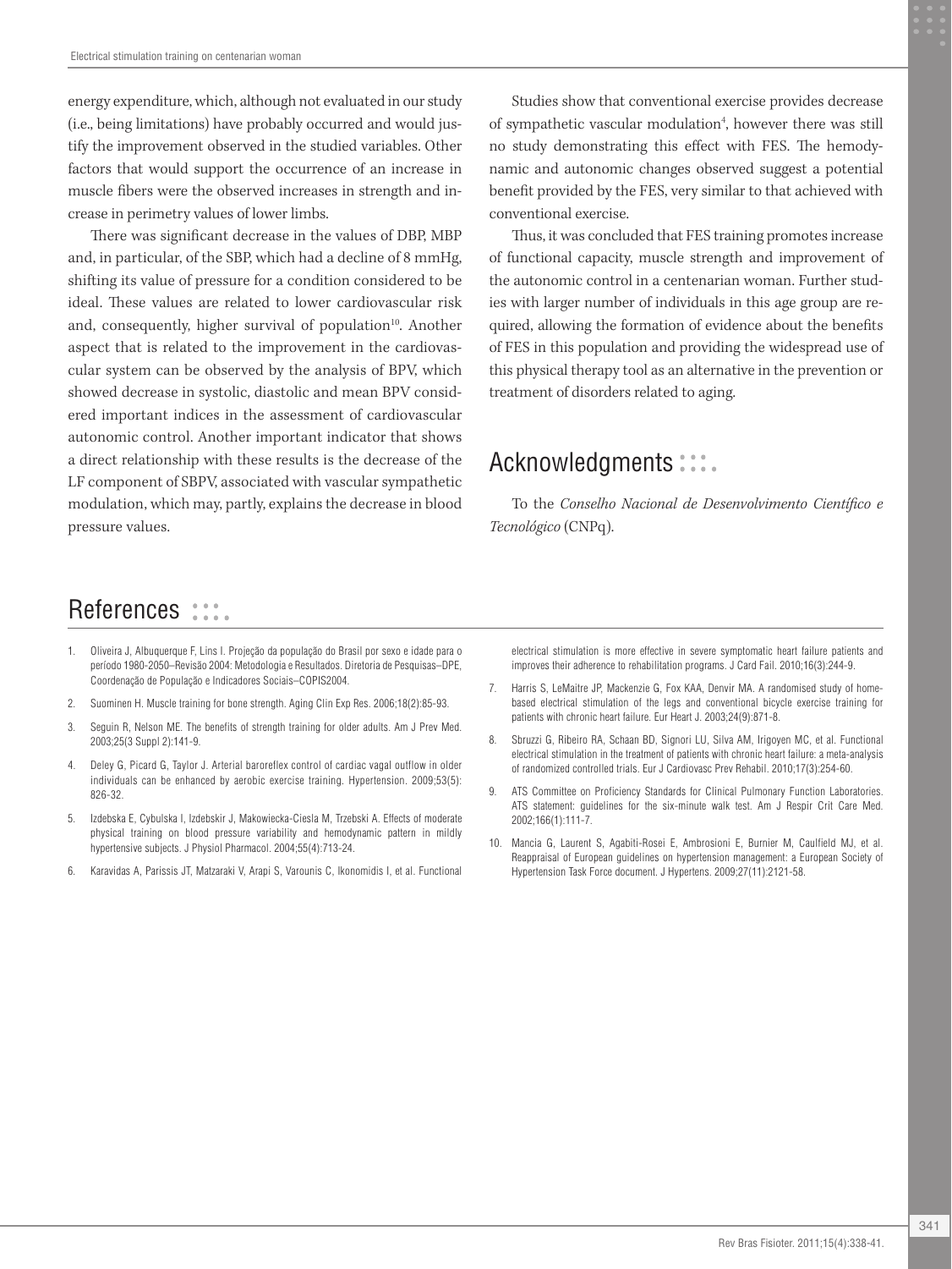energy expenditure, which, although not evaluated in our study (i.e., being limitations) have probably occurred and would justify the improvement observed in the studied variables. Other factors that would support the occurrence of an increase in muscle fibers were the observed increases in strength and increase in perimetry values of lower limbs.

There was significant decrease in the values of DBP, MBP and, in particular, of the SBP, which had a decline of 8 mmHg, shifting its value of pressure for a condition considered to be ideal. These values are related to lower cardiovascular risk and, consequently, higher survival of population[10]. Another aspect that is related to the improvement in the cardiovascular system can be observed by the analysis of BPV, which showed decrease in systolic, diastolic and mean BPV considered important indices in the assessment of cardiovascular autonomic control. Another important indicator that shows a direct relationship with these results is the decrease of the LF component of SBPV, associated with vascular sympathetic modulation, which may, partly, explains the decrease in blood pressure values.

Studies show that conventional exercise provides decrease of sympathetic vascular modulation[4], however there was still no study demonstrating this effect with FES. The hemodynamic and autonomic changes observed suggest a potential benefit provided by the FES, very similar to that achieved with conventional exercise.

Thus, it was concluded that FES training promotes increase of functional capacity, muscle strength and improvement of the autonomic control in a centenarian woman. Further studies with larger number of individuals in this age group are required, allowing the formation of evidence about the benefits of FES in this population and providing the widespread use of this physical therapy tool as an alternative in the prevention or treatment of disorders related to aging.

## Acknowledgments

To the *Conselho Nacional de Desenvolvimento Científico e Tecnológico* (CNPq).

## References

1. Oliveira J, Albuquerque F, Lins I. Projeção da população do Brasil por sexo e idade para o período 1980-2050–Revisão 2004: Metodologia e Resultados. Diretoria de Pesquisas–DPE, Coordenação de População e Indicadores Sociais–COPIS2004.
2. Suominen H. Muscle training for bone strength. Aging Clin Exp Res. 2006;18(2):85-93.
3. Seguin R, Nelson ME. The benefits of strength training for older adults. Am J Prev Med. 2003;25(3 Suppl 2):141-9.
4. Deley G, Picard G, Taylor J. Arterial baroreflex control of cardiac vagal outflow in older individuals can be enhanced by aerobic exercise training. Hypertension. 2009;53(5):826-32.
5. Izdebska E, Cybulska I, Izdebskir J, Makowiecka-Ciesla M, Trzebski A. Effects of moderate physical training on blood pressure variability and hemodynamic pattern in mildly hypertensive subjects. J Physiol Pharmacol. 2004;55(4):713-24.
6. Karavidas A, Parissis JT, Matzaraki V, Arapi S, Varounis C, Ikonomidis I, et al. Functional electrical stimulation is more effective in severe symptomatic heart failure patients and improves their adherence to rehabilitation programs. J Card Fail. 2010;16(3):244-9.
7. Harris S, LeMaitre JP, Mackenzie G, Fox KAA, Denvir MA. A randomised study of home-based electrical stimulation of the legs and conventional bicycle exercise training for patients with chronic heart failure. Eur Heart J. 2003;24(9):871-8.
8. Sbruzzi G, Ribeiro RA, Schaan BD, Signori LU, Silva AM, Irigoyen MC, et al. Functional electrical stimulation in the treatment of patients with chronic heart failure: a meta-analysis of randomized controlled trials. Eur J Cardiovasc Prev Rehabil. 2010;17(3):254-60.
9. ATS Committee on Proficiency Standards for Clinical Pulmonary Function Laboratories. ATS statement: guidelines for the six-minute walk test. Am J Respir Crit Care Med. 2002;166(1):111-7.
10. Mancia G, Laurent S, Agabiti-Rosei E, Ambrosioni E, Burnier M, Caulfield MJ, et al. Reappraisal of European guidelines on hypertension management: a European Society of Hypertension Task Force document. J Hypertens. 2009;27(11):2121-58.